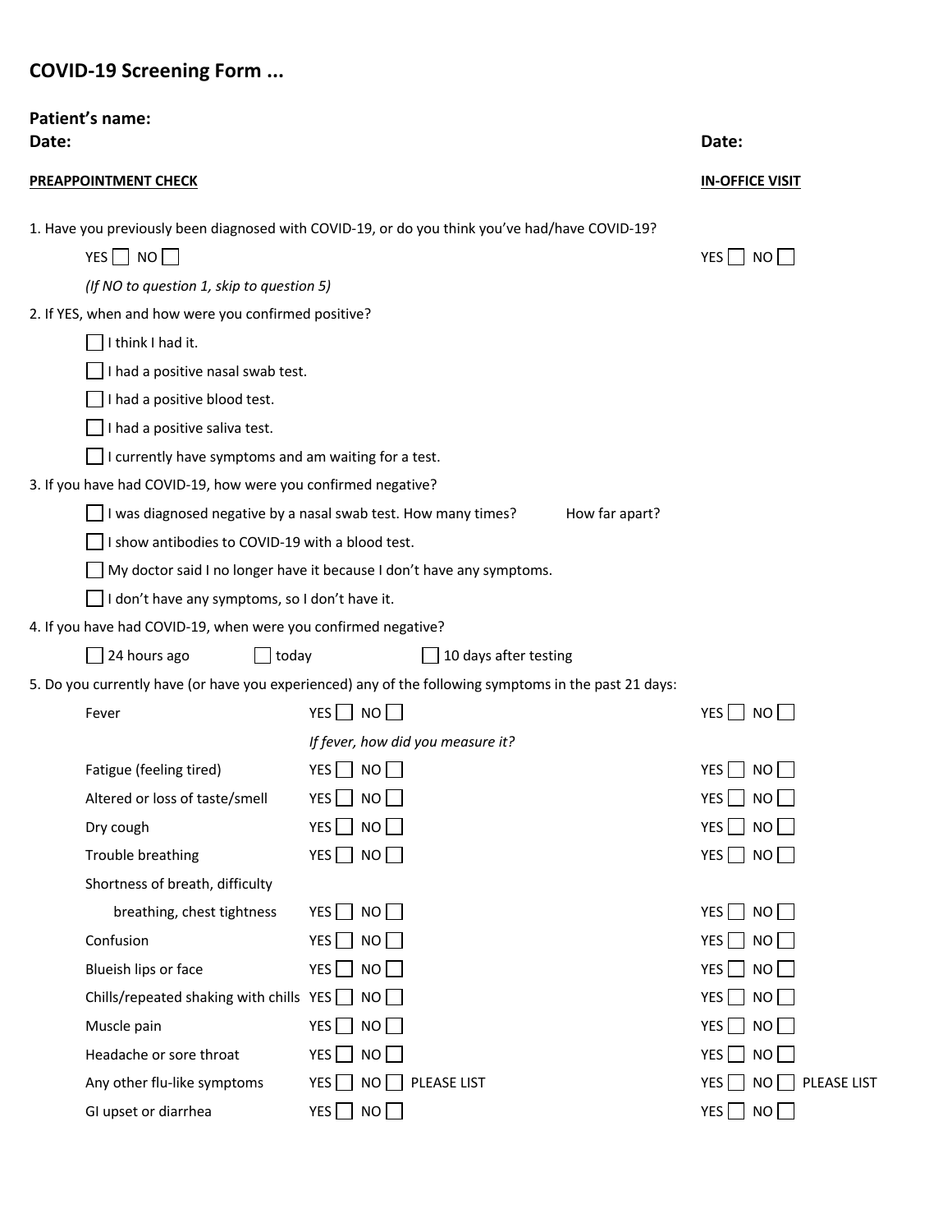# COVID-19 Screening Form ...

**Patient's name:**

**Date:** **Date:**

**PREAPPOINTMENT CHECK** **IN-OFFICE VISIT**

1. Have you previously been diagnosed with COVID-19, or do you think you've had/have COVID-19?

   YES ☐ NO ☐ | YES ☐ NO ☐

   *(If NO to question 1, skip to question 5)*

2. If YES, when and how were you confirmed positive?

   ☐ I think I had it.

   ☐ I had a positive nasal swab test.

   ☐ I had a positive blood test.

   ☐ I had a positive saliva test.

   ☐ I currently have symptoms and am waiting for a test.

3. If you have had COVID-19, how were you confirmed negative?

   ☐ I was diagnosed negative by a nasal swab test. How many times? How far apart?

   ☐ I show antibodies to COVID-19 with a blood test.

   ☐ My doctor said I no longer have it because I don't have any symptoms.

   ☐ I don't have any symptoms, so I don't have it.

4. If you have had COVID-19, when were you confirmed negative?

   ☐ 24 hours ago ☐ today ☐ 10 days after testing

5. Do you currently have (or have you experienced) any of the following symptoms in the past 21 days:

| Symptom | Preappointment Check | In-Office Visit |
|---|---|---|
| Fever | YES ☐ NO ☐ | YES ☐ NO ☐ |
| | *If fever, how did you measure it?* | |
| Fatigue (feeling tired) | YES ☐ NO ☐ | YES ☐ NO ☐ |
| Altered or loss of taste/smell | YES ☐ NO ☐ | YES ☐ NO ☐ |
| Dry cough | YES ☐ NO ☐ | YES ☐ NO ☐ |
| Trouble breathing | YES ☐ NO ☐ | YES ☐ NO ☐ |
| Shortness of breath, difficulty breathing, chest tightness | YES ☐ NO ☐ | YES ☐ NO ☐ |
| Confusion | YES ☐ NO ☐ | YES ☐ NO ☐ |
| Blueish lips or face | YES ☐ NO ☐ | YES ☐ NO ☐ |
| Chills/repeated shaking with chills | YES ☐ NO ☐ | YES ☐ NO ☐ |
| Muscle pain | YES ☐ NO ☐ | YES ☐ NO ☐ |
| Headache or sore throat | YES ☐ NO ☐ | YES ☐ NO ☐ |
| Any other flu-like symptoms | YES ☐ NO ☐ PLEASE LIST | YES ☐ NO ☐ PLEASE LIST |
| GI upset or diarrhea | YES ☐ NO ☐ | YES ☐ NO ☐ |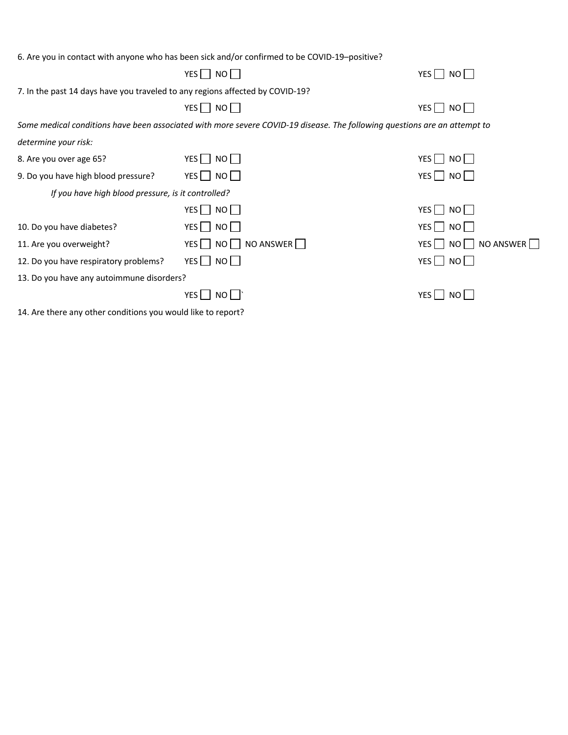6. Are you in contact with anyone who has been sick and/or confirmed to be COVID-19–positive?

| | | |
|---|---|---|
| | YES ☐ NO ☐ | YES ☐ NO ☐ |

7. In the past 14 days have you traveled to any regions affected by COVID-19?

| | | |
|---|---|---|
| | YES ☐ NO ☐ | YES ☐ NO ☐ |

*Some medical conditions have been associated with more severe COVID-19 disease. The following questions are an attempt to determine your risk:*

| | | |
|---|---|---|
| 8. Are you over age 65? | YES ☐ NO ☐ | YES ☐ NO ☐ |
| 9. Do you have high blood pressure? | YES ☐ NO ☐ | YES ☐ NO ☐ |
| *If you have high blood pressure, is it controlled?* | | |
| | YES ☐ NO ☐ | YES ☐ NO ☐ |
| 10. Do you have diabetes? | YES ☐ NO ☐ | YES ☐ NO ☐ |
| 11. Are you overweight? | YES ☐ NO ☐ NO ANSWER ☐ | YES ☐ NO ☐ NO ANSWER ☐ |
| 12. Do you have respiratory problems? | YES ☐ NO ☐ | YES ☐ NO ☐ |
| 13. Do you have any autoimmune disorders? | | |
| | YES ☐ NO ☐` | YES ☐ NO ☐ |

14. Are there any other conditions you would like to report?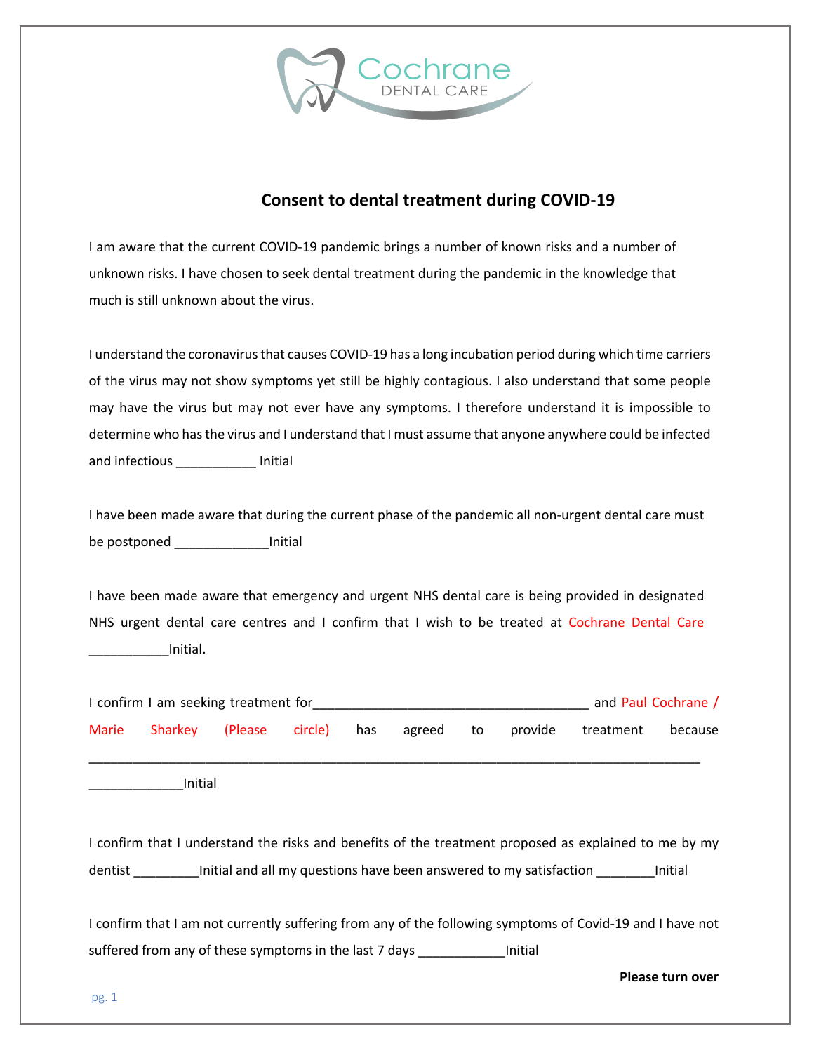# Consent to dental treatment during COVID-19

I am aware that the current COVID-19 pandemic brings a number of known risks and a number of unknown risks. I have chosen to seek dental treatment during the pandemic in the knowledge that much is still unknown about the virus.

I understand the coronavirus that causes COVID-19 has a long incubation period during which time carriers of the virus may not show symptoms yet still be highly contagious. I also understand that some people may have the virus but may not ever have any symptoms. I therefore understand it is impossible to determine who has the virus and I understand that I must assume that anyone anywhere could be infected and infectious ___________ Initial

I have been made aware that during the current phase of the pandemic all non-urgent dental care must be postponed _____________Initial

I have been made aware that emergency and urgent NHS dental care is being provided in designated NHS urgent dental care centres and I confirm that I wish to be treated at Cochrane Dental Care ___________Initial.

I confirm I am seeking treatment for_______________________________________ and Paul Cochrane / Marie Sharkey (Please circle) has agreed to provide treatment because _______________________________________________________________________________________

_____________Initial

I confirm that I understand the risks and benefits of the treatment proposed as explained to me by my dentist _________Initial and all my questions have been answered to my satisfaction ________Initial

I confirm that I am not currently suffering from any of the following symptoms of Covid-19 and I have not suffered from any of these symptoms in the last 7 days ____________Initial

**Please turn over**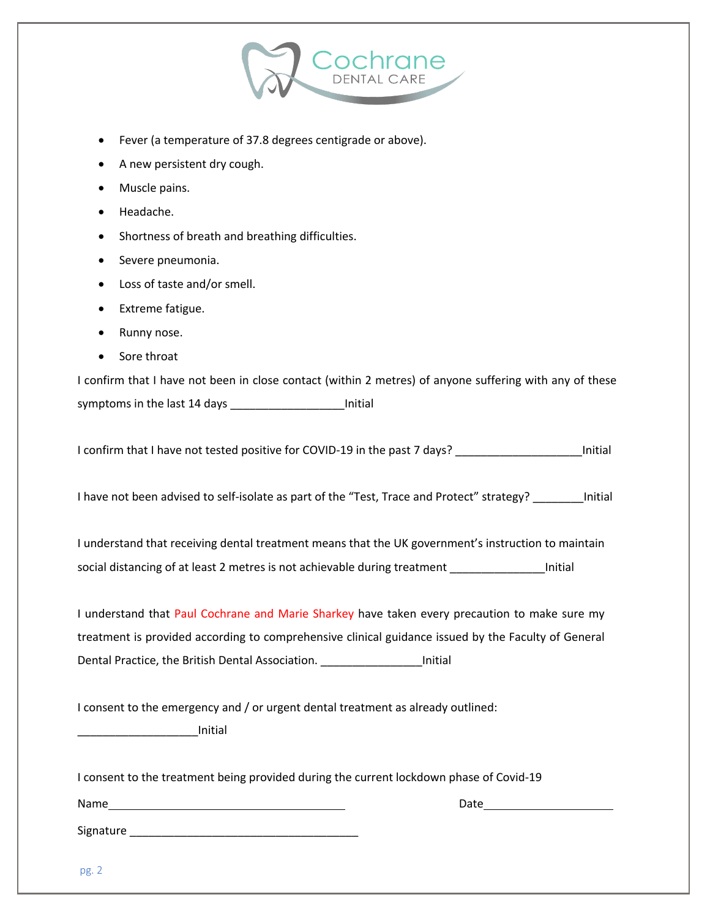- Fever (a temperature of 37.8 degrees centigrade or above).
- A new persistent dry cough.
- Muscle pains.
- Headache.
- Shortness of breath and breathing difficulties.
- Severe pneumonia.
- Loss of taste and/or smell.
- Extreme fatigue.
- Runny nose.
- Sore throat

I confirm that I have not been in close contact (within 2 metres) of anyone suffering with any of these symptoms in the last 14 days __________________Initial

I confirm that I have not tested positive for COVID-19 in the past 7 days? ____________________Initial

I have not been advised to self-isolate as part of the "Test, Trace and Protect" strategy? ________Initial

I understand that receiving dental treatment means that the UK government's instruction to maintain social distancing of at least 2 metres is not achievable during treatment _______________Initial

I understand that Paul Cochrane and Marie Sharkey have taken every precaution to make sure my treatment is provided according to comprehensive clinical guidance issued by the Faculty of General Dental Practice, the British Dental Association. ________________Initial

I consent to the emergency and / or urgent dental treatment as already outlined:

___________________Initial

I consent to the treatment being provided during the current lockdown phase of Covid-19

Name_______________________________________ Date_____________________

Signature _____________________________________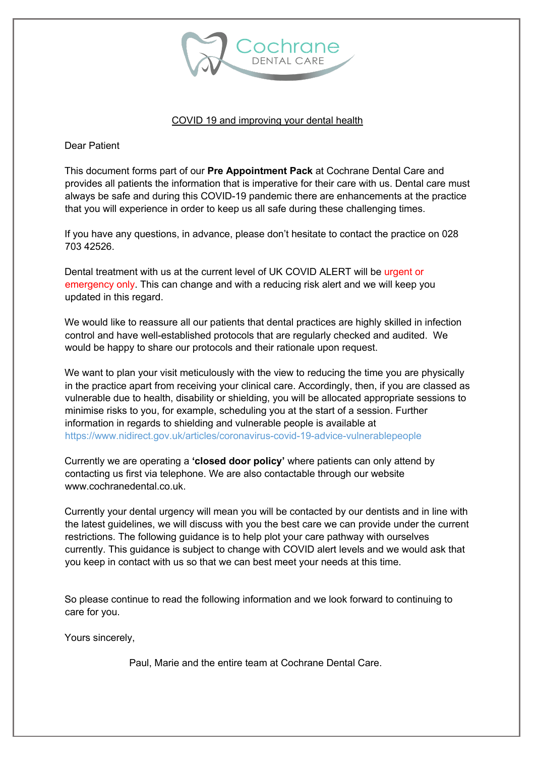Cochrane
DENTAL CARE

## COVID 19 and improving your dental health

Dear Patient

This document forms part of our **Pre Appointment Pack** at Cochrane Dental Care and provides all patients the information that is imperative for their care with us. Dental care must always be safe and during this COVID-19 pandemic there are enhancements at the practice that you will experience in order to keep us all safe during these challenging times.

If you have any questions, in advance, please don't hesitate to contact the practice on 028 703 42526.

Dental treatment with us at the current level of UK COVID ALERT will be urgent or emergency only. This can change and with a reducing risk alert and we will keep you updated in this regard.

We would like to reassure all our patients that dental practices are highly skilled in infection control and have well-established protocols that are regularly checked and audited. We would be happy to share our protocols and their rationale upon request.

We want to plan your visit meticulously with the view to reducing the time you are physically in the practice apart from receiving your clinical care. Accordingly, then, if you are classed as vulnerable due to health, disability or shielding, you will be allocated appropriate sessions to minimise risks to you, for example, scheduling you at the start of a session. Further information in regards to shielding and vulnerable people is available at https://www.nidirect.gov.uk/articles/coronavirus-covid-19-advice-vulnerablepeople

Currently we are operating a **'closed door policy'** where patients can only attend by contacting us first via telephone. We are also contactable through our website www.cochranedental.co.uk.

Currently your dental urgency will mean you will be contacted by our dentists and in line with the latest guidelines, we will discuss with you the best care we can provide under the current restrictions. The following guidance is to help plot your care pathway with ourselves currently. This guidance is subject to change with COVID alert levels and we would ask that you keep in contact with us so that we can best meet your needs at this time.

So please continue to read the following information and we look forward to continuing to care for you.

Yours sincerely,

Paul, Marie and the entire team at Cochrane Dental Care.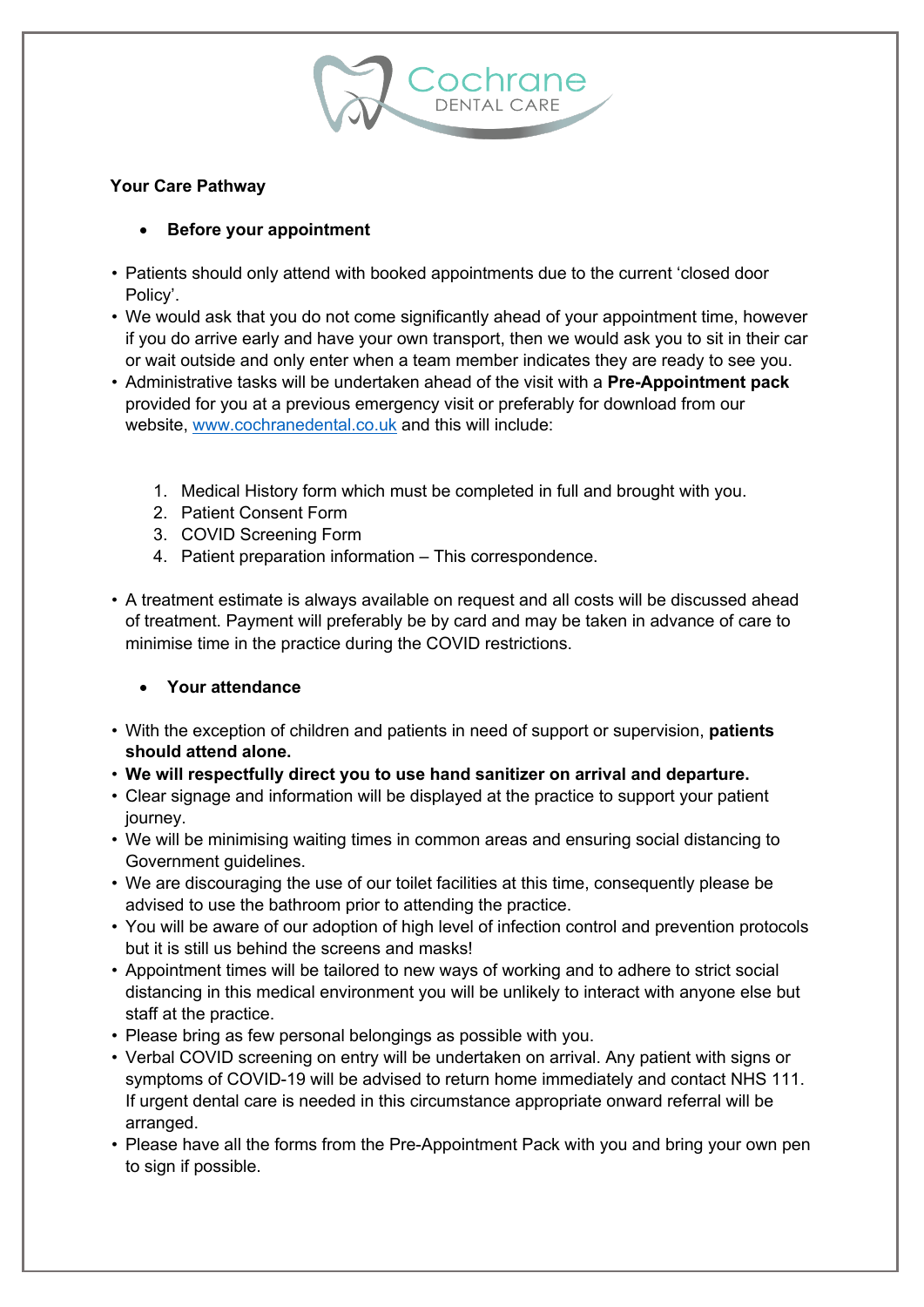Cochrane DENTAL CARE

**Your Care Pathway**

- **Before your appointment**

- Patients should only attend with booked appointments due to the current 'closed door Policy'.
- We would ask that you do not come significantly ahead of your appointment time, however if you do arrive early and have your own transport, then we would ask you to sit in their car or wait outside and only enter when a team member indicates they are ready to see you.
- Administrative tasks will be undertaken ahead of the visit with a **Pre-Appointment pack** provided for you at a previous emergency visit or preferably for download from our website, [www.cochranedental.co.uk](http://www.cochranedental.co.uk) and this will include:

  1. Medical History form which must be completed in full and brought with you.
  2. Patient Consent Form
  3. COVID Screening Form
  4. Patient preparation information – This correspondence.

- A treatment estimate is always available on request and all costs will be discussed ahead of treatment. Payment will preferably be by card and may be taken in advance of care to minimise time in the practice during the COVID restrictions.

- **Your attendance**

- With the exception of children and patients in need of support or supervision, **patients should attend alone.**
- **We will respectfully direct you to use hand sanitizer on arrival and departure.**
- Clear signage and information will be displayed at the practice to support your patient journey.
- We will be minimising waiting times in common areas and ensuring social distancing to Government guidelines.
- We are discouraging the use of our toilet facilities at this time, consequently please be advised to use the bathroom prior to attending the practice.
- You will be aware of our adoption of high level of infection control and prevention protocols but it is still us behind the screens and masks!
- Appointment times will be tailored to new ways of working and to adhere to strict social distancing in this medical environment you will be unlikely to interact with anyone else but staff at the practice.
- Please bring as few personal belongings as possible with you.
- Verbal COVID screening on entry will be undertaken on arrival. Any patient with signs or symptoms of COVID-19 will be advised to return home immediately and contact NHS 111. If urgent dental care is needed in this circumstance appropriate onward referral will be arranged.
- Please have all the forms from the Pre-Appointment Pack with you and bring your own pen to sign if possible.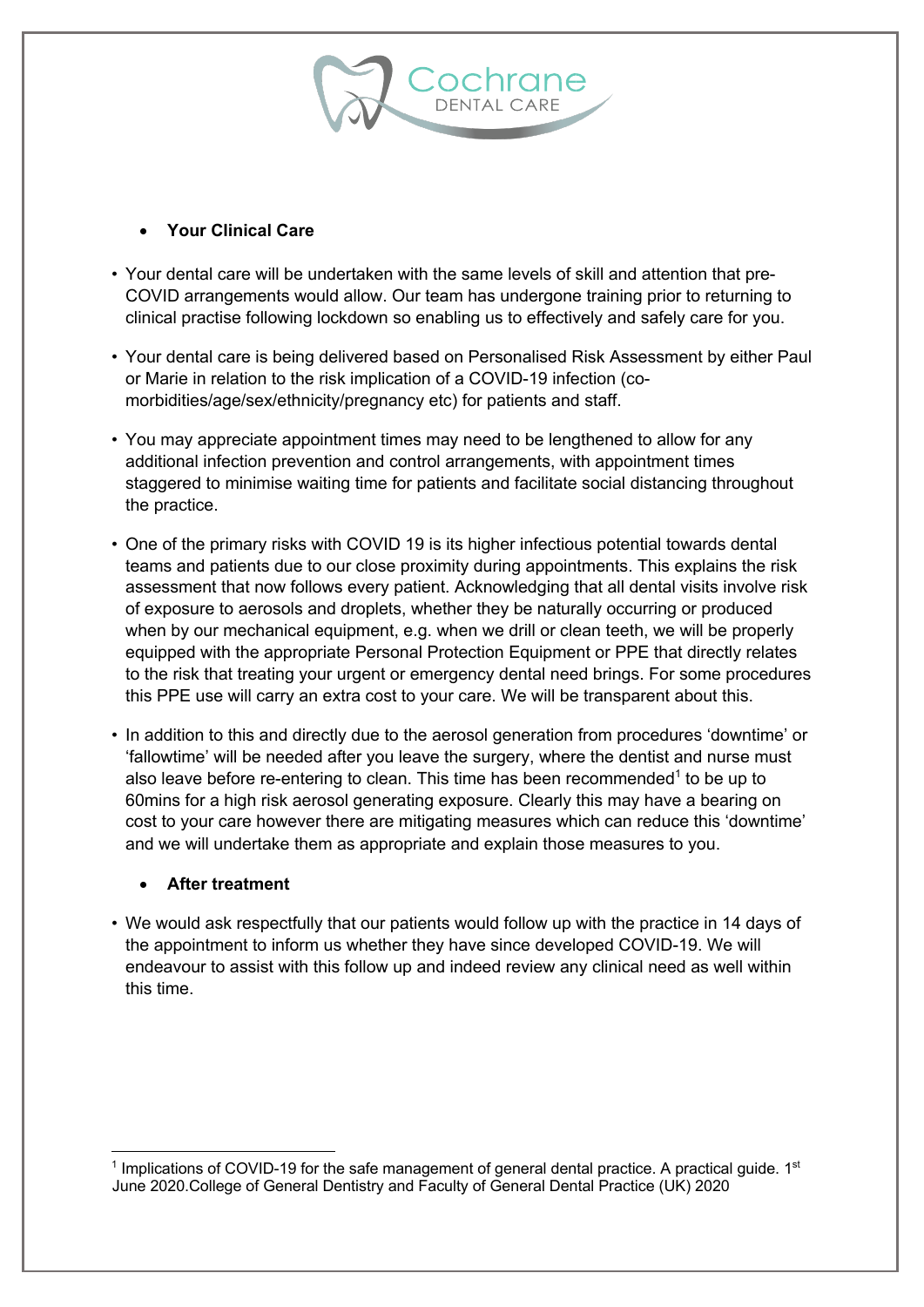- **Your Clinical Care**

- Your dental care will be undertaken with the same levels of skill and attention that pre-COVID arrangements would allow. Our team has undergone training prior to returning to clinical practise following lockdown so enabling us to effectively and safely care for you.
- Your dental care is being delivered based on Personalised Risk Assessment by either Paul or Marie in relation to the risk implication of a COVID-19 infection (co-morbidities/age/sex/ethnicity/pregnancy etc) for patients and staff.
- You may appreciate appointment times may need to be lengthened to allow for any additional infection prevention and control arrangements, with appointment times staggered to minimise waiting time for patients and facilitate social distancing throughout the practice.
- One of the primary risks with COVID 19 is its higher infectious potential towards dental teams and patients due to our close proximity during appointments. This explains the risk assessment that now follows every patient. Acknowledging that all dental visits involve risk of exposure to aerosols and droplets, whether they be naturally occurring or produced when by our mechanical equipment, e.g. when we drill or clean teeth, we will be properly equipped with the appropriate Personal Protection Equipment or PPE that directly relates to the risk that treating your urgent or emergency dental need brings. For some procedures this PPE use will carry an extra cost to your care. We will be transparent about this.
- In addition to this and directly due to the aerosol generation from procedures 'downtime' or 'fallowtime' will be needed after you leave the surgery, where the dentist and nurse must also leave before re-entering to clean. This time has been recommended[1] to be up to 60mins for a high risk aerosol generating exposure. Clearly this may have a bearing on cost to your care however there are mitigating measures which can reduce this 'downtime' and we will undertake them as appropriate and explain those measures to you.

- **After treatment**

- We would ask respectfully that our patients would follow up with the practice in 14 days of the appointment to inform us whether they have since developed COVID-19. We will endeavour to assist with this follow up and indeed review any clinical need as well within this time.

[1] Implications of COVID-19 for the safe management of general dental practice. A practical guide. 1st June 2020.College of General Dentistry and Faculty of General Dental Practice (UK) 2020